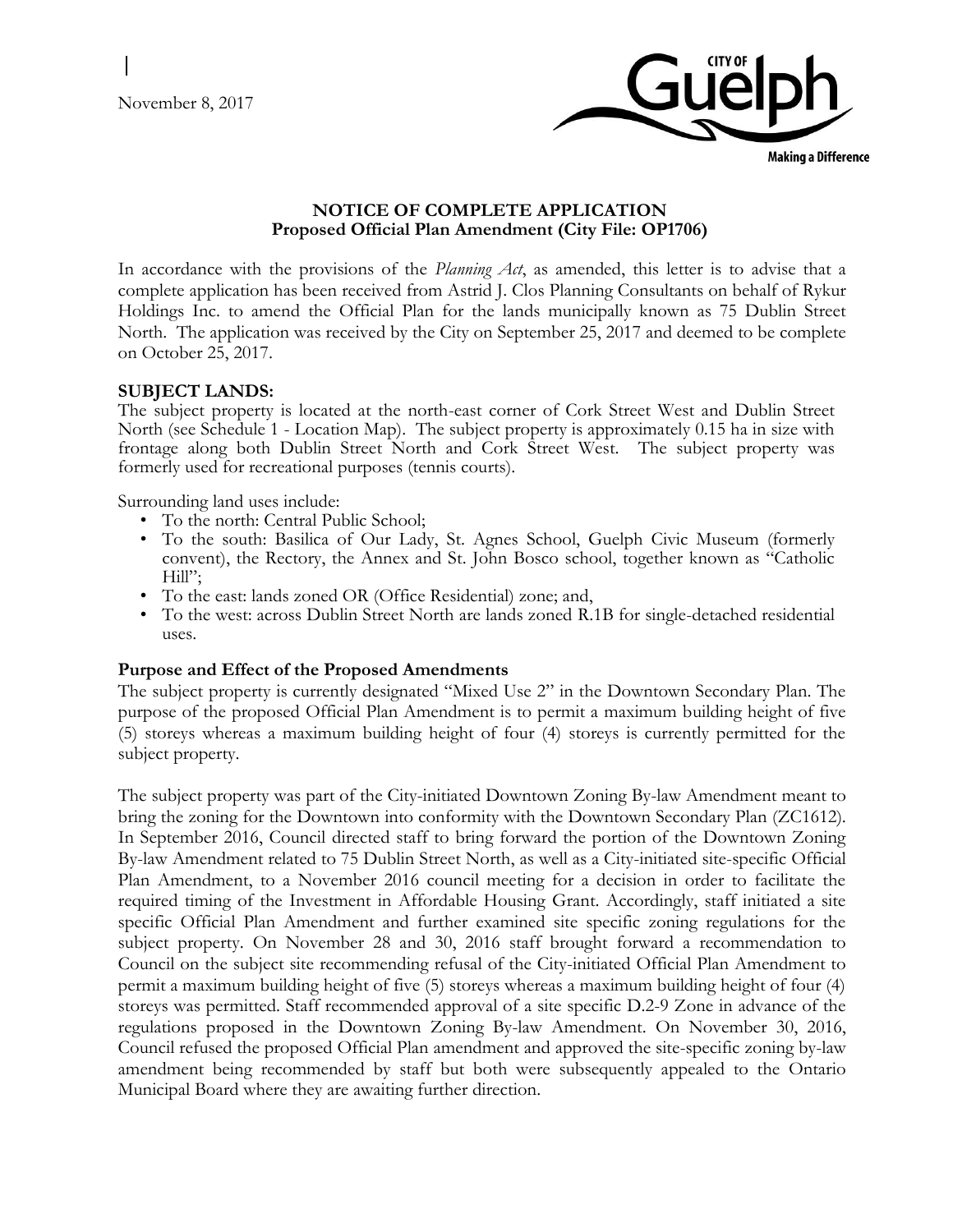November 8, 2017

**NOTICE OF COMPLETE APPLICATION**
**Proposed Official Plan Amendment (City File: OP1706)**

In accordance with the provisions of the *Planning Act*, as amended, this letter is to advise that a complete application has been received from Astrid J. Clos Planning Consultants on behalf of Rykur Holdings Inc. to amend the Official Plan for the lands municipally known as 75 Dublin Street North. The application was received by the City on September 25, 2017 and deemed to be complete on October 25, 2017.

**SUBJECT LANDS:**
The subject property is located at the north-east corner of Cork Street West and Dublin Street North (see Schedule 1 - Location Map). The subject property is approximately 0.15 ha in size with frontage along both Dublin Street North and Cork Street West. The subject property was formerly used for recreational purposes (tennis courts).

Surrounding land uses include:

- To the north: Central Public School;
- To the south: Basilica of Our Lady, St. Agnes School, Guelph Civic Museum (formerly convent), the Rectory, the Annex and St. John Bosco school, together known as "Catholic Hill";
- To the east: lands zoned OR (Office Residential) zone; and,
- To the west: across Dublin Street North are lands zoned R.1B for single-detached residential uses.

**Purpose and Effect of the Proposed Amendments**
The subject property is currently designated "Mixed Use 2" in the Downtown Secondary Plan. The purpose of the proposed Official Plan Amendment is to permit a maximum building height of five (5) storeys whereas a maximum building height of four (4) storeys is currently permitted for the subject property.

The subject property was part of the City-initiated Downtown Zoning By-law Amendment meant to bring the zoning for the Downtown into conformity with the Downtown Secondary Plan (ZC1612). In September 2016, Council directed staff to bring forward the portion of the Downtown Zoning By-law Amendment related to 75 Dublin Street North, as well as a City-initiated site-specific Official Plan Amendment, to a November 2016 council meeting for a decision in order to facilitate the required timing of the Investment in Affordable Housing Grant. Accordingly, staff initiated a site specific Official Plan Amendment and further examined site specific zoning regulations for the subject property. On November 28 and 30, 2016 staff brought forward a recommendation to Council on the subject site recommending refusal of the City-initiated Official Plan Amendment to permit a maximum building height of five (5) storeys whereas a maximum building height of four (4) storeys was permitted. Staff recommended approval of a site specific D.2-9 Zone in advance of the regulations proposed in the Downtown Zoning By-law Amendment. On November 30, 2016, Council refused the proposed Official Plan amendment and approved the site-specific zoning by-law amendment being recommended by staff but both were subsequently appealed to the Ontario Municipal Board where they are awaiting further direction.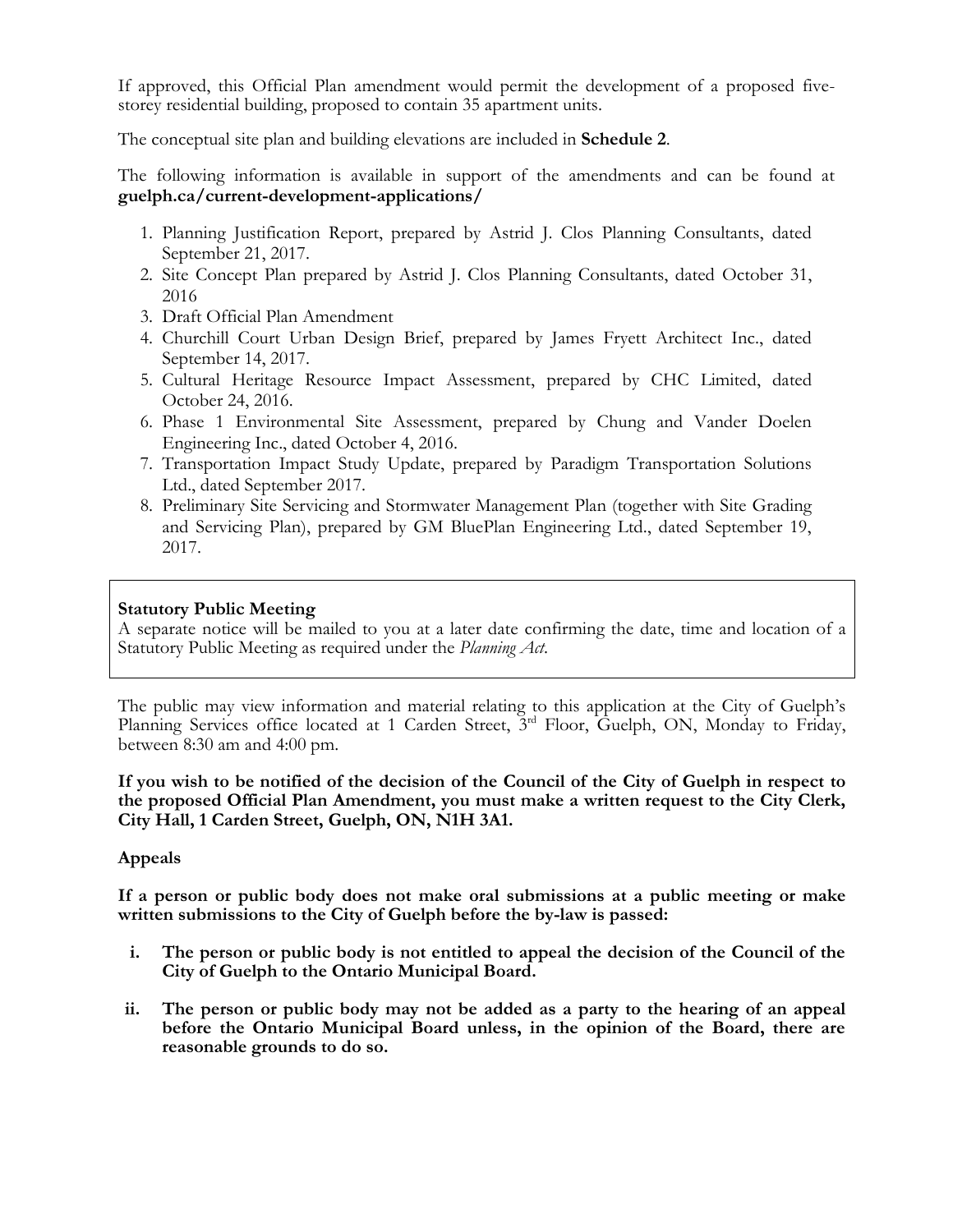If approved, this Official Plan amendment would permit the development of a proposed five-storey residential building, proposed to contain 35 apartment units.

The conceptual site plan and building elevations are included in **Schedule 2**.

The following information is available in support of the amendments and can be found at **guelph.ca/current-development-applications/**

1. Planning Justification Report, prepared by Astrid J. Clos Planning Consultants, dated September 21, 2017.
2. Site Concept Plan prepared by Astrid J. Clos Planning Consultants, dated October 31, 2016
3. Draft Official Plan Amendment
4. Churchill Court Urban Design Brief, prepared by James Fryett Architect Inc., dated September 14, 2017.
5. Cultural Heritage Resource Impact Assessment, prepared by CHC Limited, dated October 24, 2016.
6. Phase 1 Environmental Site Assessment, prepared by Chung and Vander Doelen Engineering Inc., dated October 4, 2016.
7. Transportation Impact Study Update, prepared by Paradigm Transportation Solutions Ltd., dated September 2017.
8. Preliminary Site Servicing and Stormwater Management Plan (together with Site Grading and Servicing Plan), prepared by GM BluePlan Engineering Ltd., dated September 19, 2017.

**Statutory Public Meeting**
A separate notice will be mailed to you at a later date confirming the date, time and location of a Statutory Public Meeting as required under the *Planning Act*.

The public may view information and material relating to this application at the City of Guelph's Planning Services office located at 1 Carden Street, 3rd Floor, Guelph, ON, Monday to Friday, between 8:30 am and 4:00 pm.

**If you wish to be notified of the decision of the Council of the City of Guelph in respect to the proposed Official Plan Amendment, you must make a written request to the City Clerk, City Hall, 1 Carden Street, Guelph, ON, N1H 3A1.**

**Appeals**

**If a person or public body does not make oral submissions at a public meeting or make written submissions to the City of Guelph before the by-law is passed:**

i. **The person or public body is not entitled to appeal the decision of the Council of the City of Guelph to the Ontario Municipal Board.**

ii. **The person or public body may not be added as a party to the hearing of an appeal before the Ontario Municipal Board unless, in the opinion of the Board, there are reasonable grounds to do so.**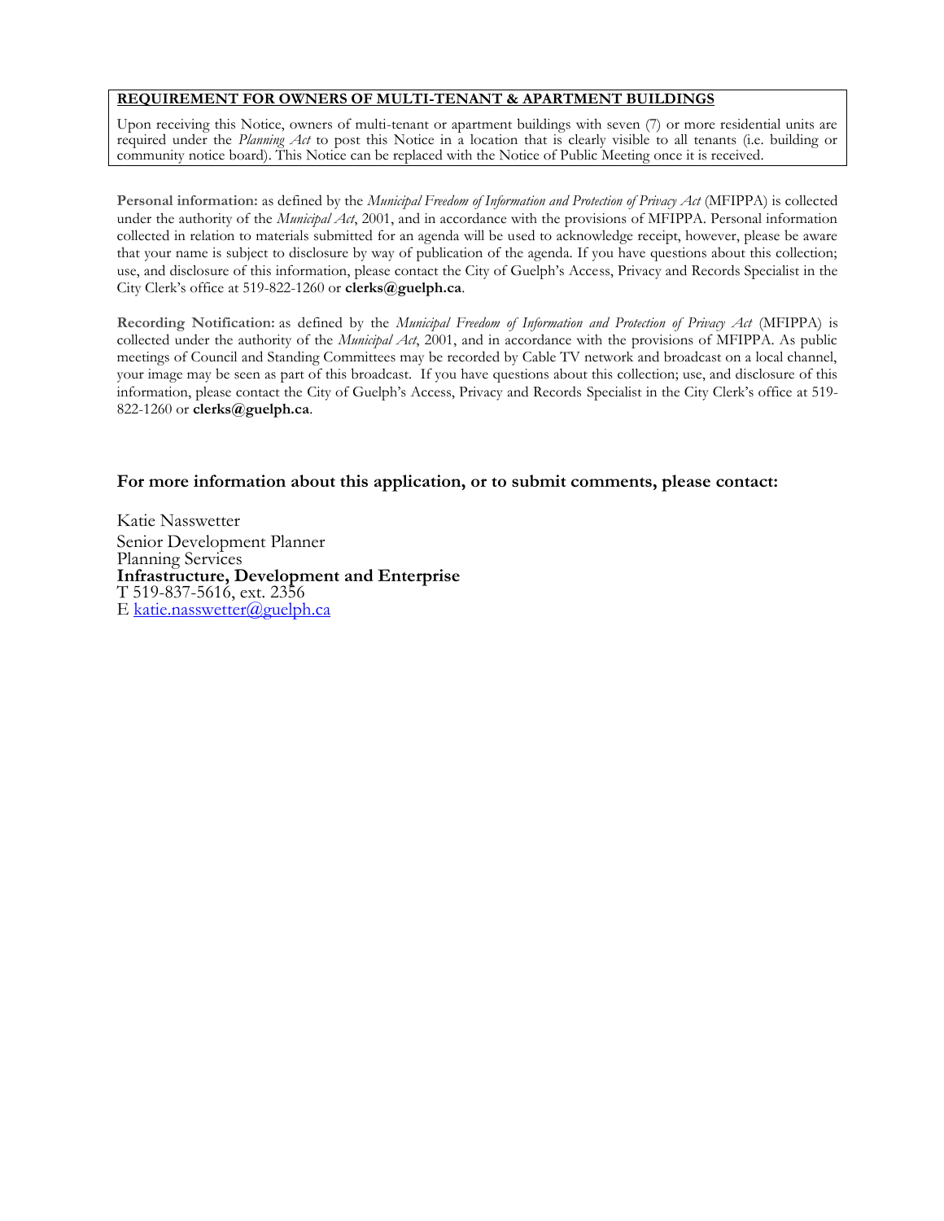**REQUIREMENT FOR OWNERS OF MULTI-TENANT & APARTMENT BUILDINGS**

Upon receiving this Notice, owners of multi-tenant or apartment buildings with seven (7) or more residential units are required under the *Planning Act* to post this Notice in a location that is clearly visible to all tenants (i.e. building or community notice board). This Notice can be replaced with the Notice of Public Meeting once it is received.

**Personal information:** as defined by the *Municipal Freedom of Information and Protection of Privacy Act* (MFIPPA) is collected under the authority of the *Municipal Act*, 2001, and in accordance with the provisions of MFIPPA. Personal information collected in relation to materials submitted for an agenda will be used to acknowledge receipt, however, please be aware that your name is subject to disclosure by way of publication of the agenda. If you have questions about this collection; use, and disclosure of this information, please contact the City of Guelph's Access, Privacy and Records Specialist in the City Clerk's office at 519-822-1260 or **clerks@guelph.ca**.

**Recording Notification:** as defined by the *Municipal Freedom of Information and Protection of Privacy Act* (MFIPPA) is collected under the authority of the *Municipal Act*, 2001, and in accordance with the provisions of MFIPPA. As public meetings of Council and Standing Committees may be recorded by Cable TV network and broadcast on a local channel, your image may be seen as part of this broadcast. If you have questions about this collection; use, and disclosure of this information, please contact the City of Guelph's Access, Privacy and Records Specialist in the City Clerk's office at 519-822-1260 or **clerks@guelph.ca**.

### For more information about this application, or to submit comments, please contact:

Katie Nasswetter  
Senior Development Planner  
Planning Services  
**Infrastructure, Development and Enterprise**  
T 519-837-5616, ext. 2356  
E katie.nasswetter@guelph.ca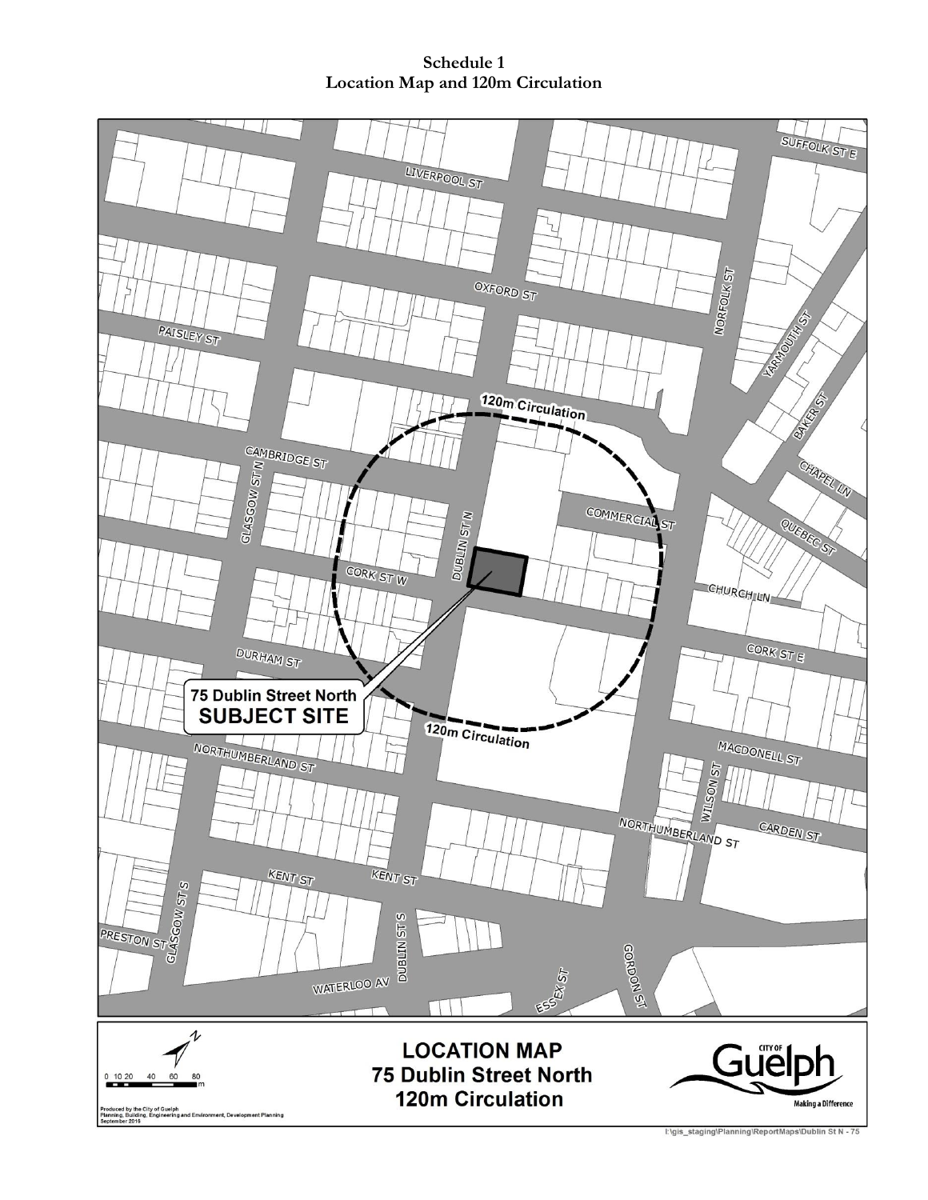**Schedule 1**
**Location Map and 120m Circulation**

**LOCATION MAP**
**75 Dublin Street North**
**120m Circulation**

Produced by the City of Guelph
Planning, Building, Engineering and Environment, Development Planning
September 2016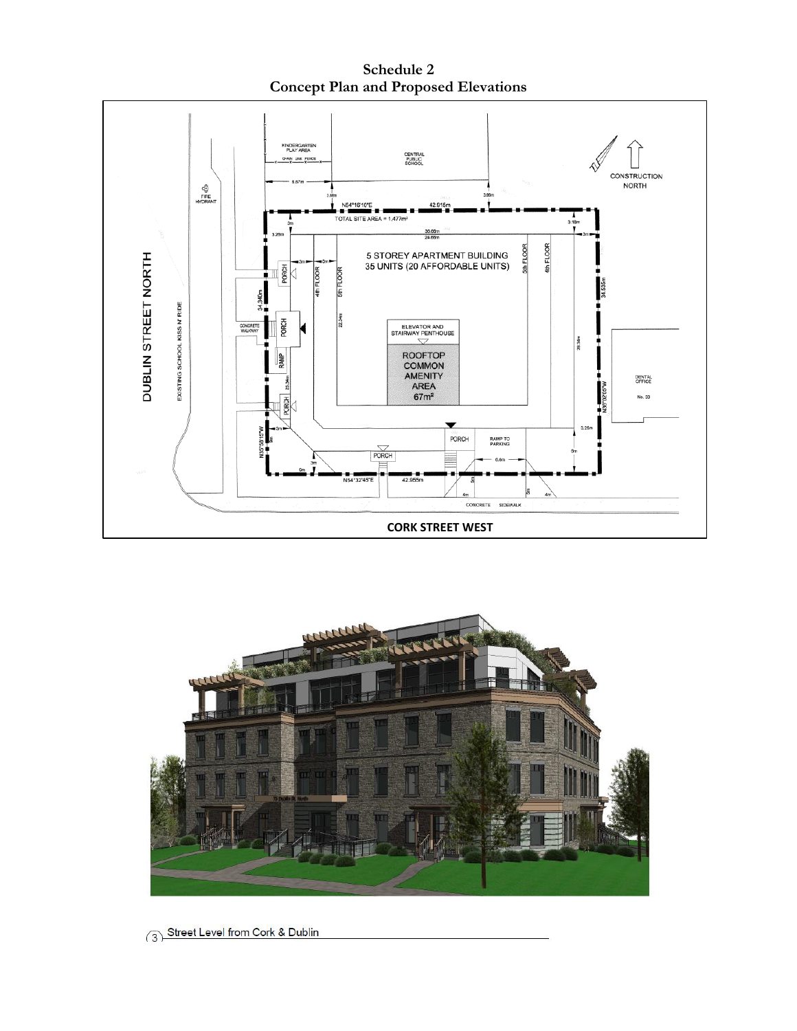**Schedule 2**
**Concept Plan and Proposed Elevations**

KINDERGARTEN PLAY AREA

CHAIN LINK FENCE

CENTRAL PUBLIC SCHOOL

CONSTRUCTION NORTH

FIRE HYDRANT

N54°16'10"E 42.916m

TOTAL SITE AREA = 1,477m²

5 STOREY APARTMENT BUILDING
35 UNITS (20 AFFORDABLE UNITS)

ELEVATOR AND STAIRWAY PENTHOUSE

ROOFTOP COMMON AMENITY AREA 67m²

DUBLIN STREET NORTH

EXISTING SCHOOL KISS N' RIDE

CONCRETE WALKWAY

DENTAL OFFICE No. 33

PORCH

RAMP

RAMP TO PARKING

N54°32'45"E 42.955m

CONCRETE SIDEWALK

**CORK STREET WEST**

(3) Street Level from Cork & Dublin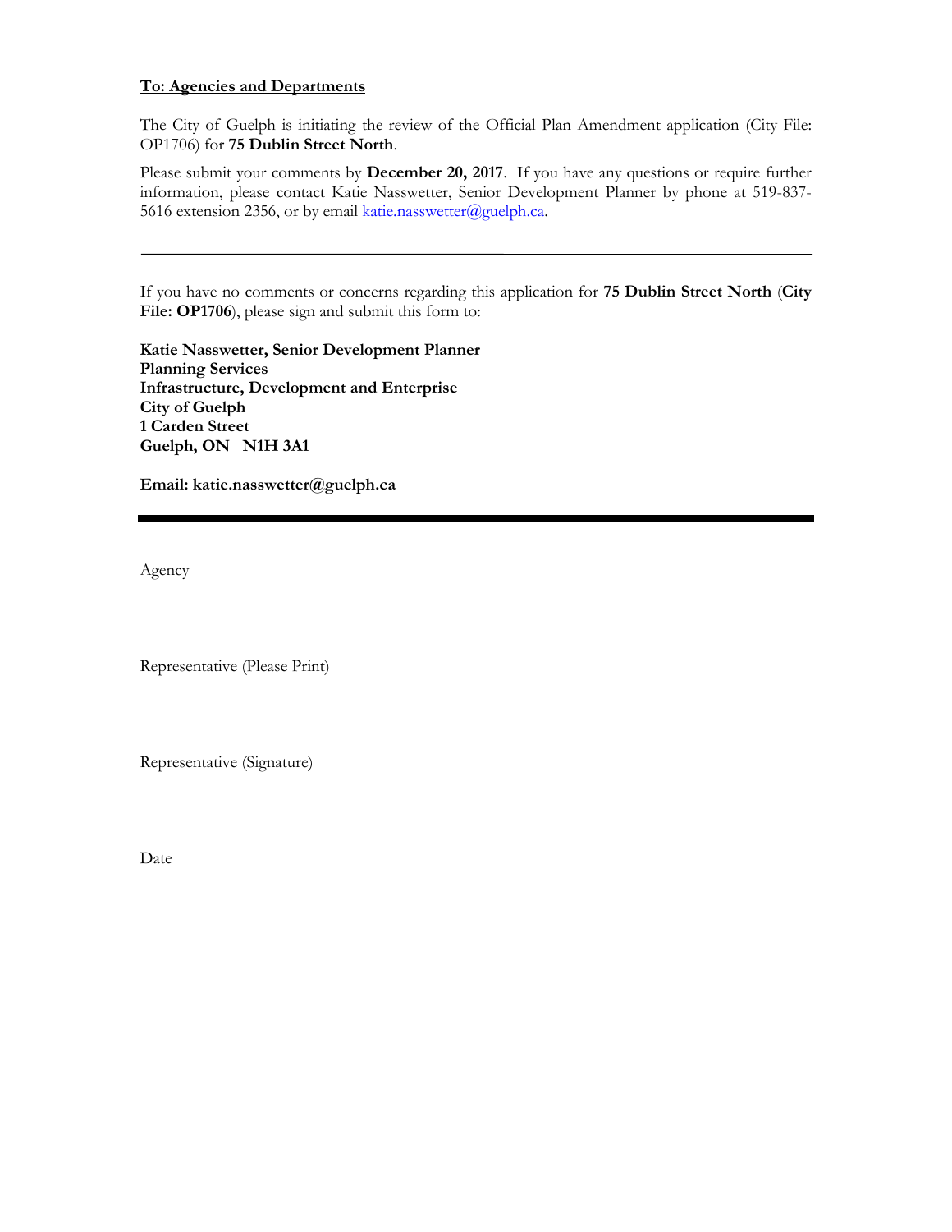**<u>To: Agencies and Departments</u>**

The City of Guelph is initiating the review of the Official Plan Amendment application (City File: OP1706) for **75 Dublin Street North**.

Please submit your comments by **December 20, 2017**. If you have any questions or require further information, please contact Katie Nasswetter, Senior Development Planner by phone at 519-837-5616 extension 2356, or by email [katie.nasswetter@guelph.ca](mailto:katie.nasswetter@guelph.ca).

---

If you have no comments or concerns regarding this application for **75 Dublin Street North** (**City File: OP1706**), please sign and submit this form to:

**Katie Nasswetter, Senior Development Planner**
**Planning Services**
**Infrastructure, Development and Enterprise**
**City of Guelph**
**1 Carden Street**
**Guelph, ON N1H 3A1**

**Email: katie.nasswetter@guelph.ca**

---

Agency

Representative (Please Print)

Representative (Signature)

Date